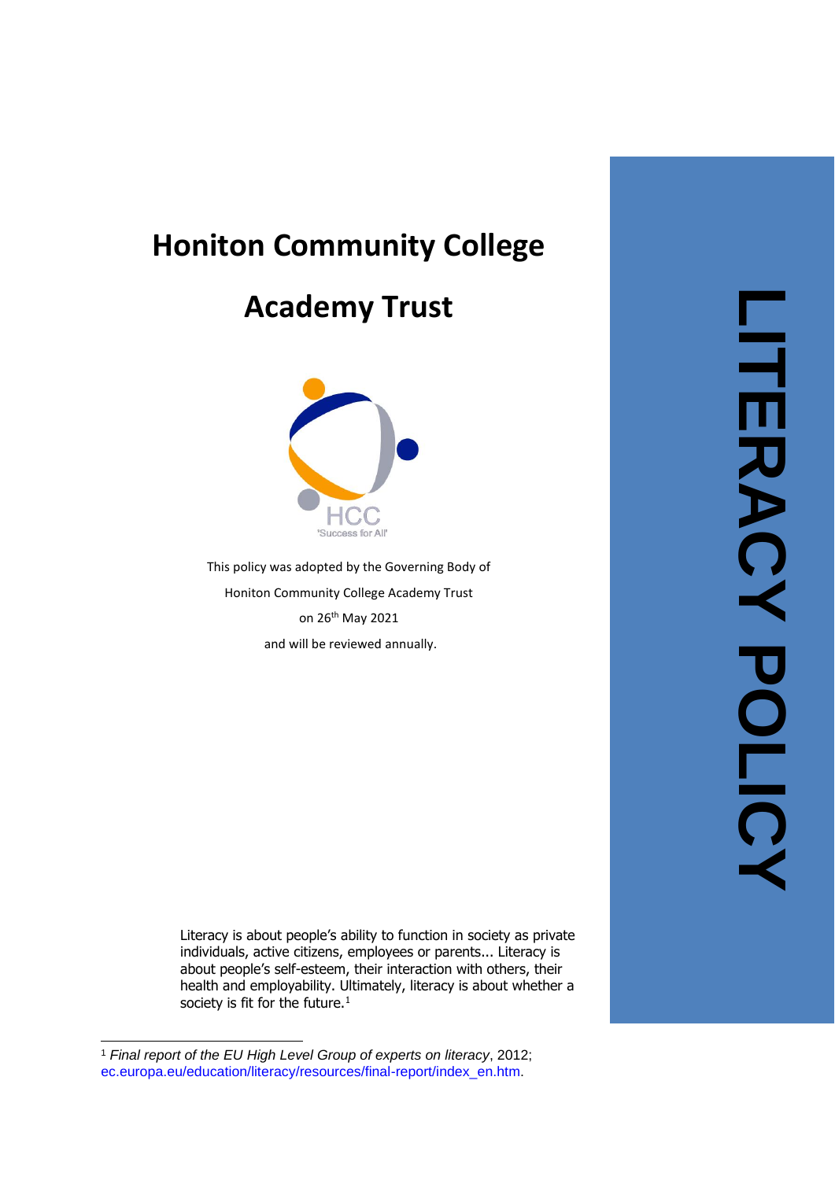# Honiton Community College

# Academy Trust

HCC
'Success for All'

This policy was adopted by the Governing Body of

Honiton Community College Academy Trust

on 26th May 2021

and will be reviewed annually.

LITERACY POLICY

Literacy is about people's ability to function in society as private individuals, active citizens, employees or parents... Literacy is about people's self-esteem, their interaction with others, their health and employability. Ultimately, literacy is about whether a society is fit for the future.[1]

---

[1] *Final report of the EU High Level Group of experts on literacy*, 2012; ec.europa.eu/education/literacy/resources/final-report/index_en.htm.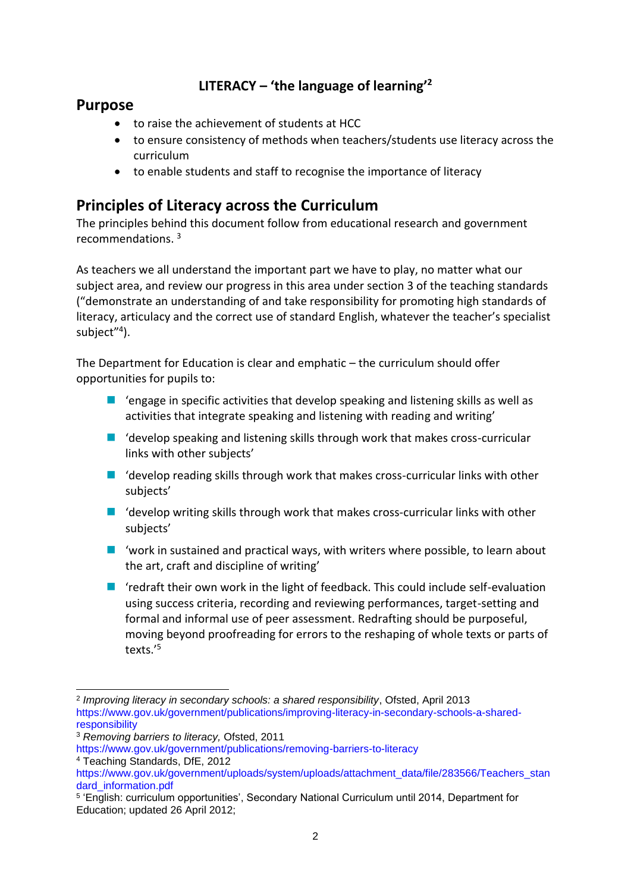**LITERACY – 'the language of learning'[2]**

## Purpose

- to raise the achievement of students at HCC
- to ensure consistency of methods when teachers/students use literacy across the curriculum
- to enable students and staff to recognise the importance of literacy

## Principles of Literacy across the Curriculum

The principles behind this document follow from educational research and government recommendations. [3]

As teachers we all understand the important part we have to play, no matter what our subject area, and review our progress in this area under section 3 of the teaching standards ("demonstrate an understanding of and take responsibility for promoting high standards of literacy, articulacy and the correct use of standard English, whatever the teacher's specialist subject"[4]).

The Department for Education is clear and emphatic – the curriculum should offer opportunities for pupils to:

- 'engage in specific activities that develop speaking and listening skills as well as activities that integrate speaking and listening with reading and writing'
- 'develop speaking and listening skills through work that makes cross-curricular links with other subjects'
- 'develop reading skills through work that makes cross-curricular links with other subjects'
- 'develop writing skills through work that makes cross-curricular links with other subjects'
- 'work in sustained and practical ways, with writers where possible, to learn about the art, craft and discipline of writing'
- 'redraft their own work in the light of feedback. This could include self-evaluation using success criteria, recording and reviewing performances, target-setting and formal and informal use of peer assessment. Redrafting should be purposeful, moving beyond proofreading for errors to the reshaping of whole texts or parts of texts.'[5]

---

[2] *Improving literacy in secondary schools: a shared responsibility*, Ofsted, April 2013 https://www.gov.uk/government/publications/improving-literacy-in-secondary-schools-a-shared-responsibility

[3] *Removing barriers to literacy,* Ofsted, 2011 https://www.gov.uk/government/publications/removing-barriers-to-literacy

[4] Teaching Standards, DfE, 2012 https://www.gov.uk/government/uploads/system/uploads/attachment_data/file/283566/Teachers_standard_information.pdf

[5] 'English: curriculum opportunities', Secondary National Curriculum until 2014, Department for Education; updated 26 April 2012;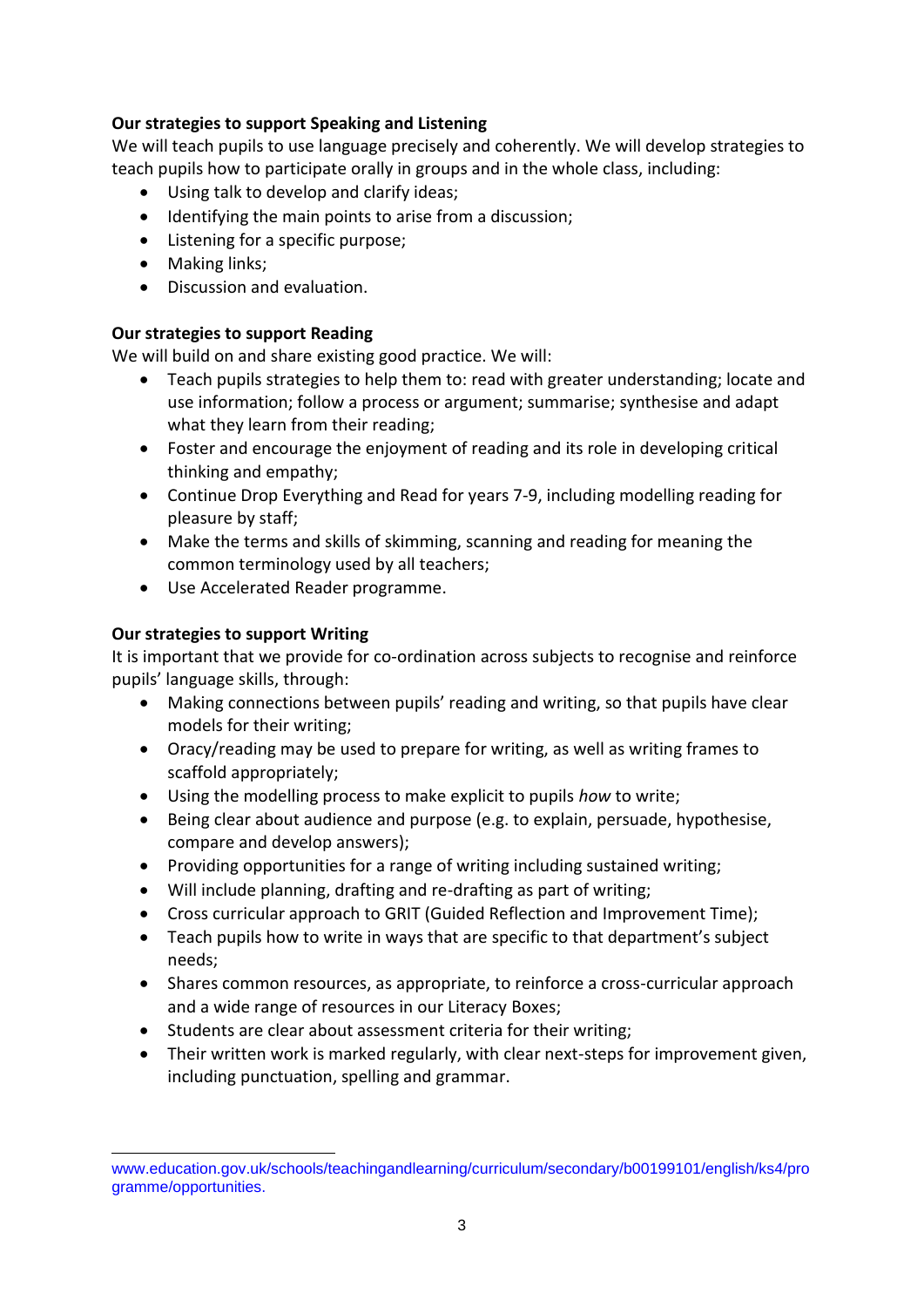**Our strategies to support Speaking and Listening**

We will teach pupils to use language precisely and coherently. We will develop strategies to teach pupils how to participate orally in groups and in the whole class, including:

- Using talk to develop and clarify ideas;
- Identifying the main points to arise from a discussion;
- Listening for a specific purpose;
- Making links;
- Discussion and evaluation.

**Our strategies to support Reading**

We will build on and share existing good practice. We will:

- Teach pupils strategies to help them to: read with greater understanding; locate and use information; follow a process or argument; summarise; synthesise and adapt what they learn from their reading;
- Foster and encourage the enjoyment of reading and its role in developing critical thinking and empathy;
- Continue Drop Everything and Read for years 7-9, including modelling reading for pleasure by staff;
- Make the terms and skills of skimming, scanning and reading for meaning the common terminology used by all teachers;
- Use Accelerated Reader programme.

**Our strategies to support Writing**

It is important that we provide for co-ordination across subjects to recognise and reinforce pupils' language skills, through:

- Making connections between pupils' reading and writing, so that pupils have clear models for their writing;
- Oracy/reading may be used to prepare for writing, as well as writing frames to scaffold appropriately;
- Using the modelling process to make explicit to pupils *how* to write;
- Being clear about audience and purpose (e.g. to explain, persuade, hypothesise, compare and develop answers);
- Providing opportunities for a range of writing including sustained writing;
- Will include planning, drafting and re-drafting as part of writing;
- Cross curricular approach to GRIT (Guided Reflection and Improvement Time);
- Teach pupils how to write in ways that are specific to that department's subject needs;
- Shares common resources, as appropriate, to reinforce a cross-curricular approach and a wide range of resources in our Literacy Boxes;
- Students are clear about assessment criteria for their writing;
- Their written work is marked regularly, with clear next-steps for improvement given, including punctuation, spelling and grammar.

---

www.education.gov.uk/schools/teachingandlearning/curriculum/secondary/b00199101/english/ks4/programme/opportunities.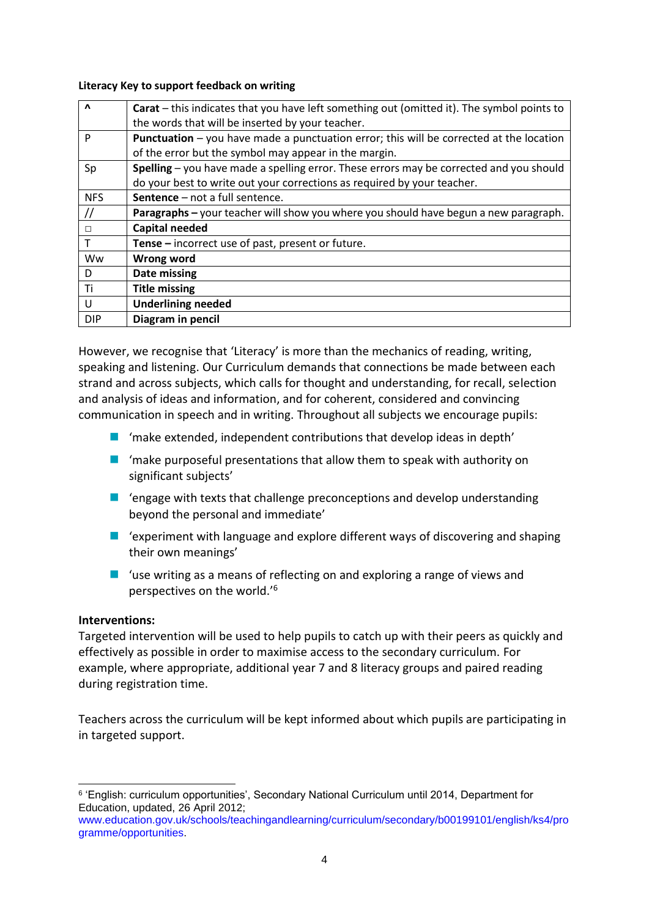**Literacy Key to support feedback on writing**

| ^ | **Carat** – this indicates that you have left something out (omitted it). The symbol points to the words that will be inserted by your teacher. |
|---|---|
| P | **Punctuation** – you have made a punctuation error; this will be corrected at the location of the error but the symbol may appear in the margin. |
| Sp | **Spelling** – you have made a spelling error. These errors may be corrected and you should do your best to write out your corrections as required by your teacher. |
| NFS | **Sentence** – not a full sentence. |
| // | **Paragraphs –** your teacher will show you where you should have begun a new paragraph. |
| □ | **Capital needed** |
| T | **Tense –** incorrect use of past, present or future. |
| Ww | **Wrong word** |
| D | **Date missing** |
| Ti | **Title missing** |
| U | **Underlining needed** |
| DIP | **Diagram in pencil** |

However, we recognise that 'Literacy' is more than the mechanics of reading, writing, speaking and listening. Our Curriculum demands that connections be made between each strand and across subjects, which calls for thought and understanding, for recall, selection and analysis of ideas and information, and for coherent, considered and convincing communication in speech and in writing. Throughout all subjects we encourage pupils:

- 'make extended, independent contributions that develop ideas in depth'
- 'make purposeful presentations that allow them to speak with authority on significant subjects'
- 'engage with texts that challenge preconceptions and develop understanding beyond the personal and immediate'
- 'experiment with language and explore different ways of discovering and shaping their own meanings'
- 'use writing as a means of reflecting on and exploring a range of views and perspectives on the world.'[6]

**Interventions:**

Targeted intervention will be used to help pupils to catch up with their peers as quickly and effectively as possible in order to maximise access to the secondary curriculum. For example, where appropriate, additional year 7 and 8 literacy groups and paired reading during registration time.

Teachers across the curriculum will be kept informed about which pupils are participating in in targeted support.

---

[6] 'English: curriculum opportunities', Secondary National Curriculum until 2014, Department for Education, updated, 26 April 2012; www.education.gov.uk/schools/teachingandlearning/curriculum/secondary/b00199101/english/ks4/programme/opportunities.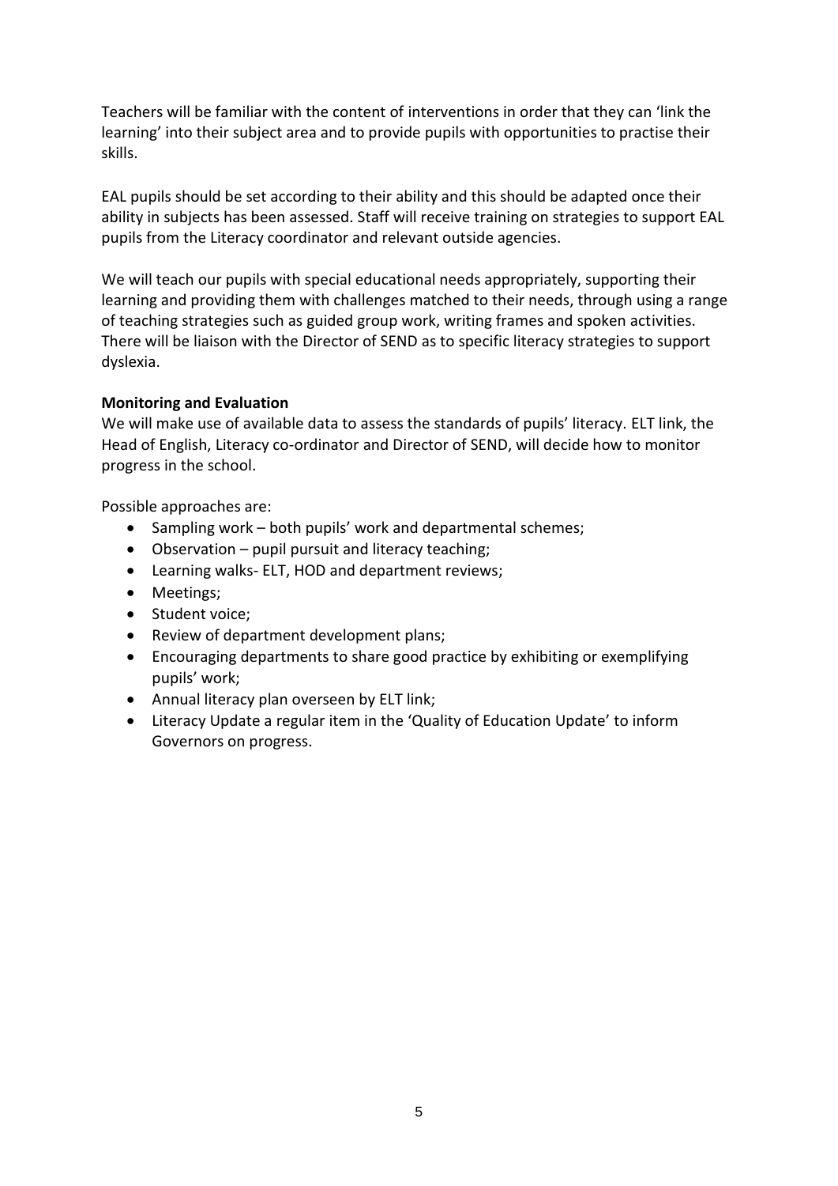Teachers will be familiar with the content of interventions in order that they can 'link the learning' into their subject area and to provide pupils with opportunities to practise their skills.

EAL pupils should be set according to their ability and this should be adapted once their ability in subjects has been assessed. Staff will receive training on strategies to support EAL pupils from the Literacy coordinator and relevant outside agencies.

We will teach our pupils with special educational needs appropriately, supporting their learning and providing them with challenges matched to their needs, through using a range of teaching strategies such as guided group work, writing frames and spoken activities. There will be liaison with the Director of SEND as to specific literacy strategies to support dyslexia.

**Monitoring and Evaluation**

We will make use of available data to assess the standards of pupils' literacy. ELT link, the Head of English, Literacy co-ordinator and Director of SEND, will decide how to monitor progress in the school.

Possible approaches are:

- Sampling work – both pupils' work and departmental schemes;
- Observation – pupil pursuit and literacy teaching;
- Learning walks- ELT, HOD and department reviews;
- Meetings;
- Student voice;
- Review of department development plans;
- Encouraging departments to share good practice by exhibiting or exemplifying pupils' work;
- Annual literacy plan overseen by ELT link;
- Literacy Update a regular item in the 'Quality of Education Update' to inform Governors on progress.